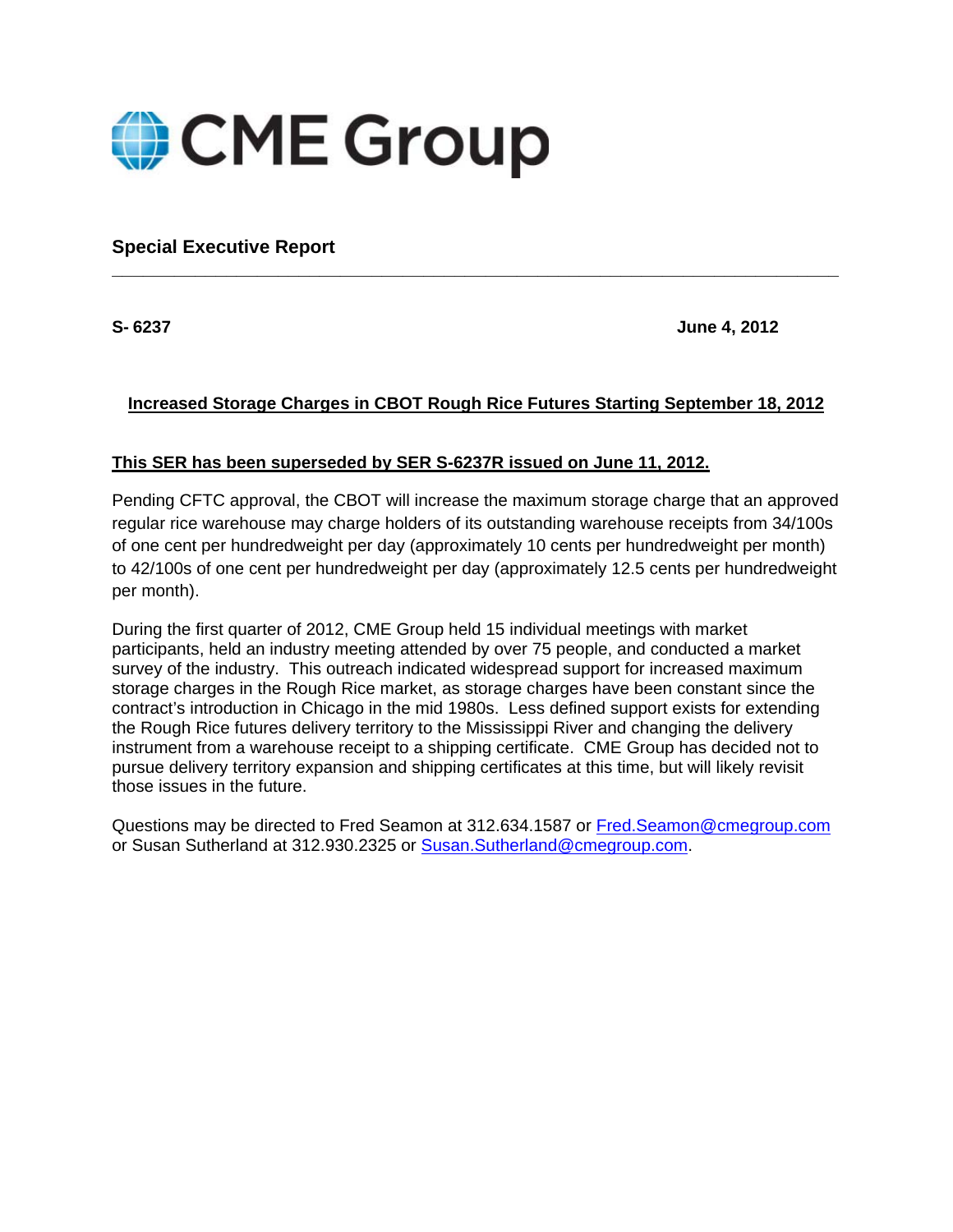# CME Group

## Special Executive Report

**S- 6237** **June 4, 2012**

**Increased Storage Charges in CBOT Rough Rice Futures Starting September 18, 2012**

**This SER has been superseded by SER S-6237R issued on June 11, 2012.**

Pending CFTC approval, the CBOT will increase the maximum storage charge that an approved regular rice warehouse may charge holders of its outstanding warehouse receipts from 34/100s of one cent per hundredweight per day (approximately 10 cents per hundredweight per month) to 42/100s of one cent per hundredweight per day (approximately 12.5 cents per hundredweight per month).

During the first quarter of 2012, CME Group held 15 individual meetings with market participants, held an industry meeting attended by over 75 people, and conducted a market survey of the industry. This outreach indicated widespread support for increased maximum storage charges in the Rough Rice market, as storage charges have been constant since the contract's introduction in Chicago in the mid 1980s. Less defined support exists for extending the Rough Rice futures delivery territory to the Mississippi River and changing the delivery instrument from a warehouse receipt to a shipping certificate. CME Group has decided not to pursue delivery territory expansion and shipping certificates at this time, but will likely revisit those issues in the future.

Questions may be directed to Fred Seamon at 312.634.1587 or Fred.Seamon@cmegroup.com or Susan Sutherland at 312.930.2325 or Susan.Sutherland@cmegroup.com.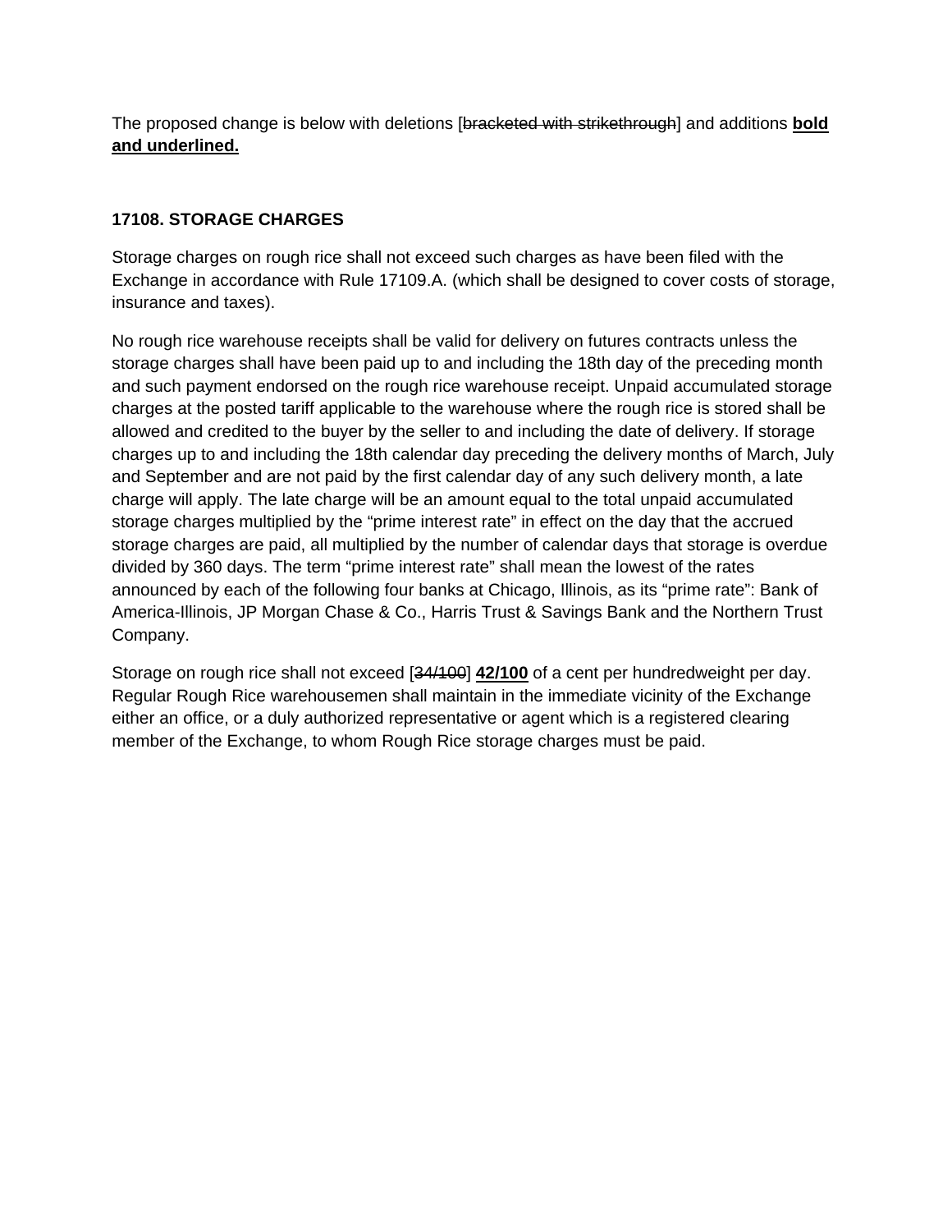The proposed change is below with deletions [~~bracketed with strikethrough~~] and additions **<u>bold and underlined.</u>**

**17108. STORAGE CHARGES**

Storage charges on rough rice shall not exceed such charges as have been filed with the Exchange in accordance with Rule 17109.A. (which shall be designed to cover costs of storage, insurance and taxes).

No rough rice warehouse receipts shall be valid for delivery on futures contracts unless the storage charges shall have been paid up to and including the 18th day of the preceding month and such payment endorsed on the rough rice warehouse receipt. Unpaid accumulated storage charges at the posted tariff applicable to the warehouse where the rough rice is stored shall be allowed and credited to the buyer by the seller to and including the date of delivery. If storage charges up to and including the 18th calendar day preceding the delivery months of March, July and September and are not paid by the first calendar day of any such delivery month, a late charge will apply. The late charge will be an amount equal to the total unpaid accumulated storage charges multiplied by the "prime interest rate" in effect on the day that the accrued storage charges are paid, all multiplied by the number of calendar days that storage is overdue divided by 360 days. The term "prime interest rate" shall mean the lowest of the rates announced by each of the following four banks at Chicago, Illinois, as its "prime rate": Bank of America-Illinois, JP Morgan Chase & Co., Harris Trust & Savings Bank and the Northern Trust Company.

Storage on rough rice shall not exceed [~~34/100~~] **<u>42/100</u>** of a cent per hundredweight per day. Regular Rough Rice warehousemen shall maintain in the immediate vicinity of the Exchange either an office, or a duly authorized representative or agent which is a registered clearing member of the Exchange, to whom Rough Rice storage charges must be paid.